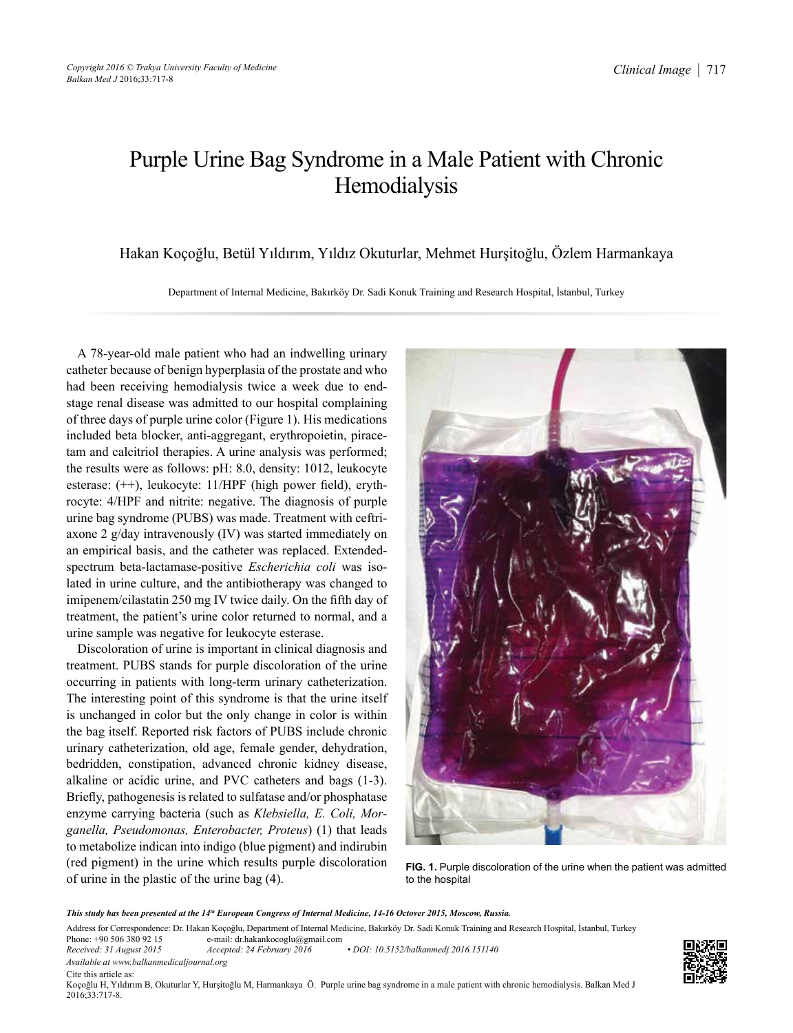# Purple Urine Bag Syndrome in a Male Patient with Chronic Hemodialysis

Hakan Koçoğlu, Betül Yıldırım, Yıldız Okuturlar, Mehmet Hurşitoğlu, Özlem Harmankaya

Department of Internal Medicine, Bakırköy Dr. Sadi Konuk Training and Research Hospital, İstanbul, Turkey

A 78-year-old male patient who had an indwelling urinary catheter because of benign hyperplasia of the prostate and who had been receiving hemodialysis twice a week due to end-stage renal disease was admitted to our hospital complaining of three days of purple urine color (Figure 1). His medications included beta blocker, anti-aggregant, erythropoietin, piracetam and calcitriol therapies. A urine analysis was performed; the results were as follows: pH: 8.0, density: 1012, leukocyte esterase: (++), leukocyte: 11/HPF (high power field), erythrocyte: 4/HPF and nitrite: negative. The diagnosis of purple urine bag syndrome (PUBS) was made. Treatment with ceftriaxone 2 g/day intravenously (IV) was started immediately on an empirical basis, and the catheter was replaced. Extended-spectrum beta-lactamase-positive *Escherichia coli* was isolated in urine culture, and the antibiotherapy was changed to imipenem/cilastatin 250 mg IV twice daily. On the fifth day of treatment, the patient's urine color returned to normal, and a urine sample was negative for leukocyte esterase.

Discoloration of urine is important in clinical diagnosis and treatment. PUBS stands for purple discoloration of the urine occurring in patients with long-term urinary catheterization. The interesting point of this syndrome is that the urine itself is unchanged in color but the only change in color is within the bag itself. Reported risk factors of PUBS include chronic urinary catheterization, old age, female gender, dehydration, bedridden, constipation, advanced chronic kidney disease, alkaline or acidic urine, and PVC catheters and bags (1-3). Briefly, pathogenesis is related to sulfatase and/or phosphatase enzyme carrying bacteria (such as *Klebsiella, E. Coli, Morganella, Pseudomonas, Enterobacter, Proteus*) (1) that leads to metabolize indican into indigo (blue pigment) and indirubin (red pigment) in the urine which results purple discoloration of urine in the plastic of the urine bag (4).

**FIG. 1.** Purple discoloration of the urine when the patient was admitted to the hospital

***This study has been presented at the 14th European Congress of Internal Medicine, 14-16 Octover 2015, Moscow, Russia.***

Address for Correspondence: Dr. Hakan Koçoğlu, Department of Internal Medicine, Bakırköy Dr. Sadi Konuk Training and Research Hospital, İstanbul, Turkey
Phone: +90 506 380 92 15 e-mail: dr.hakankocoglu@gmail.com
*Received: 31 August 2015* *Accepted: 24 February 2016* *• DOI: 10.5152/balkanmedj.2016.151140*
*Available at www.balkanmedicaljournal.org*
Cite this article as:
Koçoğlu H, Yıldırım B, Okuturlar Y, Hurşitoğlu M, Harmankaya Ö. Purple urine bag syndrome in a male patient with chronic hemodialysis. Balkan Med J 2016;33:717-8.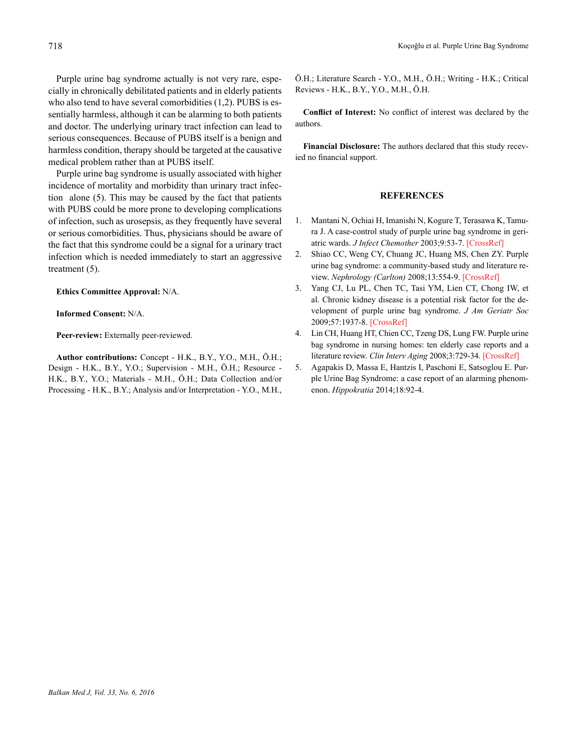Purple urine bag syndrome actually is not very rare, especially in chronically debilitated patients and in elderly patients who also tend to have several comorbidities (1,2). PUBS is essentially harmless, although it can be alarming to both patients and doctor. The underlying urinary tract infection can lead to serious consequences. Because of PUBS itself is a benign and harmless condition, therapy should be targeted at the causative medical problem rather than at PUBS itself.

Purple urine bag syndrome is usually associated with higher incidence of mortality and morbidity than urinary tract infection alone (5). This may be caused by the fact that patients with PUBS could be more prone to developing complications of infection, such as urosepsis, as they frequently have several or serious comorbidities. Thus, physicians should be aware of the fact that this syndrome could be a signal for a urinary tract infection which is needed immediately to start an aggressive treatment (5).

**Ethics Committee Approval:** N/A.

**Informed Consent:** N/A.

**Peer-review:** Externally peer-reviewed.

**Author contributions:** Concept - H.K., B.Y., Y.O., M.H., Ö.H.; Design - H.K., B.Y., Y.O.; Supervision - M.H., Ö.H.; Resource - H.K., B.Y., Y.O.; Materials - M.H., Ö.H.; Data Collection and/or Processing - H.K., B.Y.; Analysis and/or Interpretation - Y.O., M.H., Ö.H.; Literature Search - Y.O., M.H., Ö.H.; Writing - H.K.; Critical Reviews - H.K., B.Y., Y.O., M.H., Ö.H.

**Conflict of Interest:** No conflict of interest was declared by the authors.

**Financial Disclosure:** The authors declared that this study received no financial support.

## REFERENCES

1. Mantani N, Ochiai H, Imanishi N, Kogure T, Terasawa K, Tamura J. A case-control study of purple urine bag syndrome in geriatric wards. *J Infect Chemother* 2003;9:53-7. [CrossRef]
2. Shiao CC, Weng CY, Chuang JC, Huang MS, Chen ZY. Purple urine bag syndrome: a community-based study and literature review. *Nephrology (Carlton)* 2008;13:554-9. [CrossRef]
3. Yang CJ, Lu PL, Chen TC, Tasi YM, Lien CT, Chong IW, et al. Chronic kidney disease is a potential risk factor for the development of purple urine bag syndrome. *J Am Geriatr Soc* 2009;57:1937-8. [CrossRef]
4. Lin CH, Huang HT, Chien CC, Tzeng DS, Lung FW. Purple urine bag syndrome in nursing homes: ten elderly case reports and a literature review. *Clin Interv Aging* 2008;3:729-34. [CrossRef]
5. Agapakis D, Massa E, Hantzis I, Paschoni E, Satsoglou E. Purple Urine Bag Syndrome: a case report of an alarming phenomenon. *Hippokratia* 2014;18:92-4.